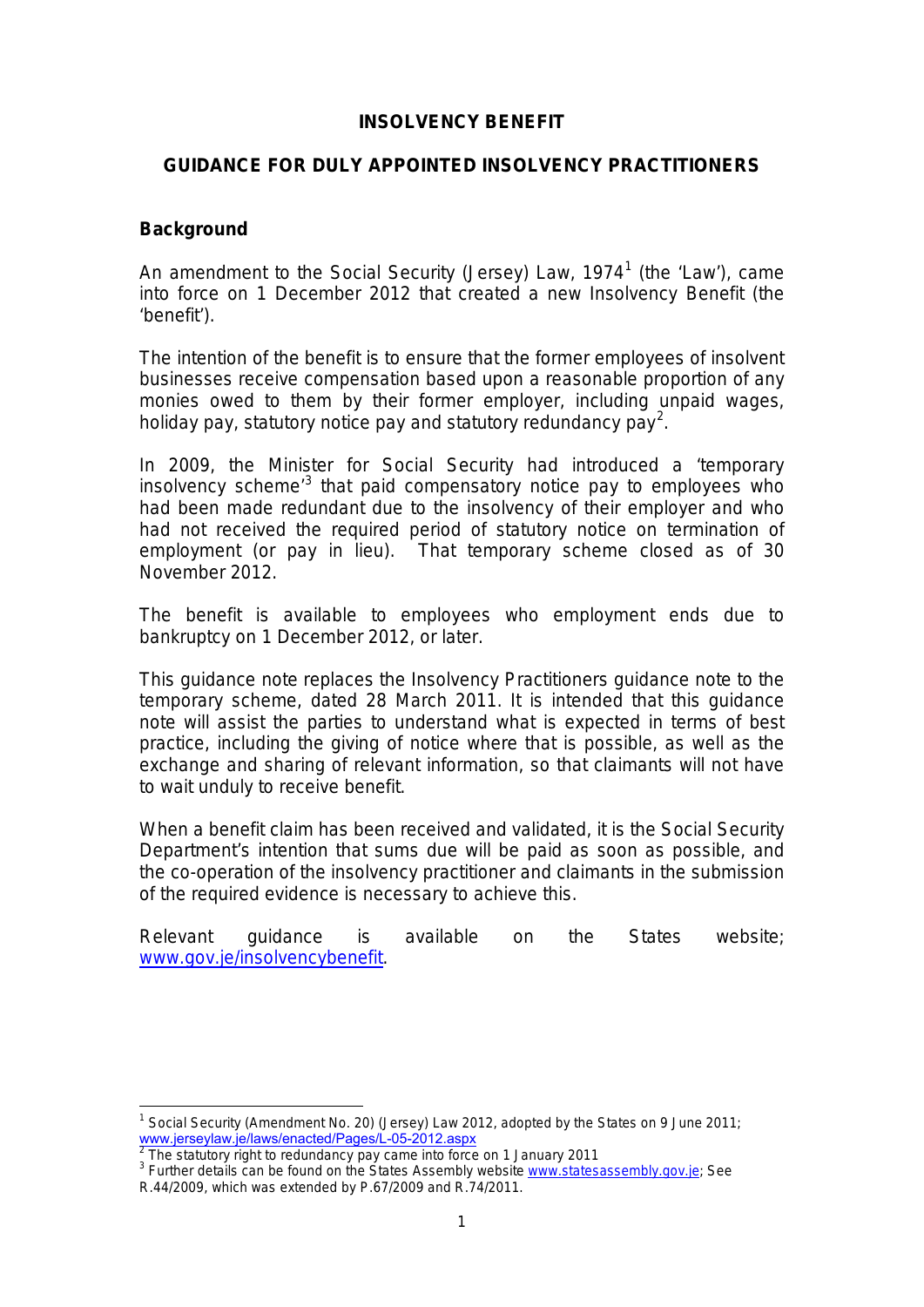# INSOLVENCY BENEFIT

## GUIDANCE FOR DULY APPOINTED INSOLVENCY PRACTITIONERS

### Background

An amendment to the Social Security (Jersey) Law, 1974[1] (the 'Law'), came into force on 1 December 2012 that created a new Insolvency Benefit (the 'benefit').

The intention of the benefit is to ensure that the former employees of insolvent businesses receive compensation based upon a reasonable proportion of any monies owed to them by their former employer, including unpaid wages, holiday pay, statutory notice pay and statutory redundancy pay[2].

In 2009, the Minister for Social Security had introduced a 'temporary insolvency scheme'[3] that paid compensatory notice pay to employees who had been made redundant due to the insolvency of their employer and who had not received the required period of statutory notice on termination of employment (or pay in lieu). That temporary scheme closed as of 30 November 2012.

The benefit is available to employees who employment ends due to bankruptcy on 1 December 2012, or later.

This guidance note replaces the Insolvency Practitioners guidance note to the temporary scheme, dated 28 March 2011. It is intended that this guidance note will assist the parties to understand what is expected in terms of best practice, including the giving of notice where that is possible, as well as the exchange and sharing of relevant information, so that claimants will not have to wait unduly to receive benefit.

When a benefit claim has been received and validated, it is the Social Security Department's intention that sums due will be paid as soon as possible, and the co-operation of the insolvency practitioner and claimants in the submission of the required evidence is necessary to achieve this.

Relevant guidance is available on the States website; www.gov.je/insolvencybenefit.

---

[1] Social Security (Amendment No. 20) (Jersey) Law 2012, adopted by the States on 9 June 2011; www.jerseylaw.je/laws/enacted/Pages/L-05-2012.aspx

[2] The statutory right to redundancy pay came into force on 1 January 2011

[3] Further details can be found on the States Assembly website www.statesassembly.gov.je; See R.44/2009, which was extended by P.67/2009 and R.74/2011.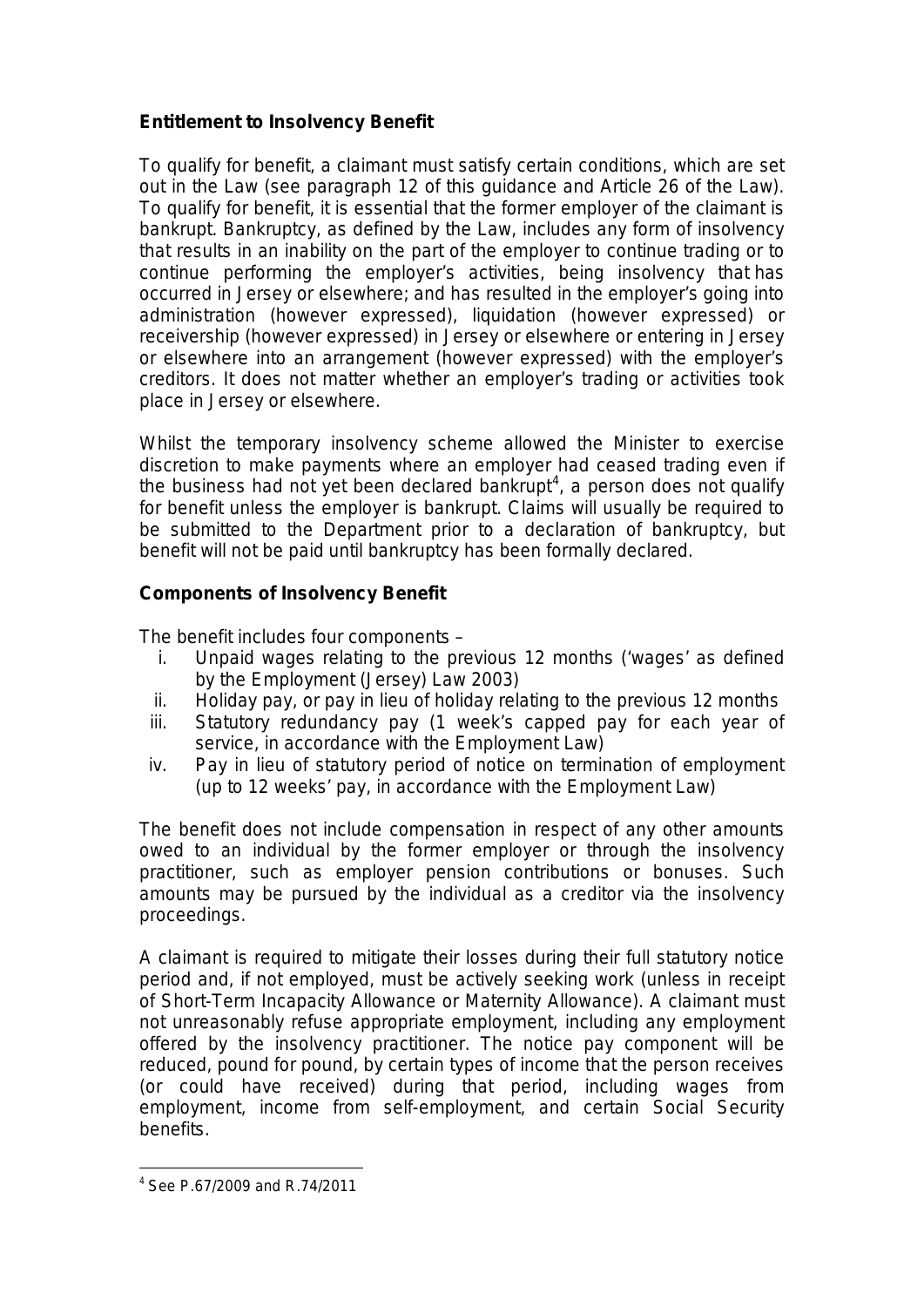**Entitlement to Insolvency Benefit**

To qualify for benefit, a claimant must satisfy certain conditions, which are set out in the Law (see paragraph 12 of this guidance and Article 26 of the Law). To qualify for benefit, it is essential that the former employer of the claimant is bankrupt. Bankruptcy, as defined by the Law, includes any form of insolvency that results in an inability on the part of the employer to continue trading or to continue performing the employer's activities, being insolvency that has occurred in Jersey or elsewhere; and has resulted in the employer's going into administration (however expressed), liquidation (however expressed) or receivership (however expressed) in Jersey or elsewhere or entering in Jersey or elsewhere into an arrangement (however expressed) with the employer's creditors. It does not matter whether an employer's trading or activities took place in Jersey or elsewhere.

Whilst the temporary insolvency scheme allowed the Minister to exercise discretion to make payments where an employer had ceased trading even if the business had not yet been declared bankrupt[4], a person does not qualify for benefit unless the employer is bankrupt. Claims will usually be required to be submitted to the Department prior to a declaration of bankruptcy, but benefit will not be paid until bankruptcy has been formally declared.

**Components of Insolvency Benefit**

The benefit includes four components –

i. Unpaid wages relating to the previous 12 months ('wages' as defined by the Employment (Jersey) Law 2003)
ii. Holiday pay, or pay in lieu of holiday relating to the previous 12 months
iii. Statutory redundancy pay (1 week's capped pay for each year of service, in accordance with the Employment Law)
iv. Pay in lieu of statutory period of notice on termination of employment (up to 12 weeks' pay, in accordance with the Employment Law)

The benefit does not include compensation in respect of any other amounts owed to an individual by the former employer or through the insolvency practitioner, such as employer pension contributions or bonuses. Such amounts may be pursued by the individual as a creditor via the insolvency proceedings.

A claimant is required to mitigate their losses during their full statutory notice period and, if not employed, must be actively seeking work (unless in receipt of Short-Term Incapacity Allowance or Maternity Allowance). A claimant must not unreasonably refuse appropriate employment, including any employment offered by the insolvency practitioner. The notice pay component will be reduced, pound for pound, by certain types of income that the person receives (or could have received) during that period, including wages from employment, income from self-employment, and certain Social Security benefits.

---

[4] See P.67/2009 and R.74/2011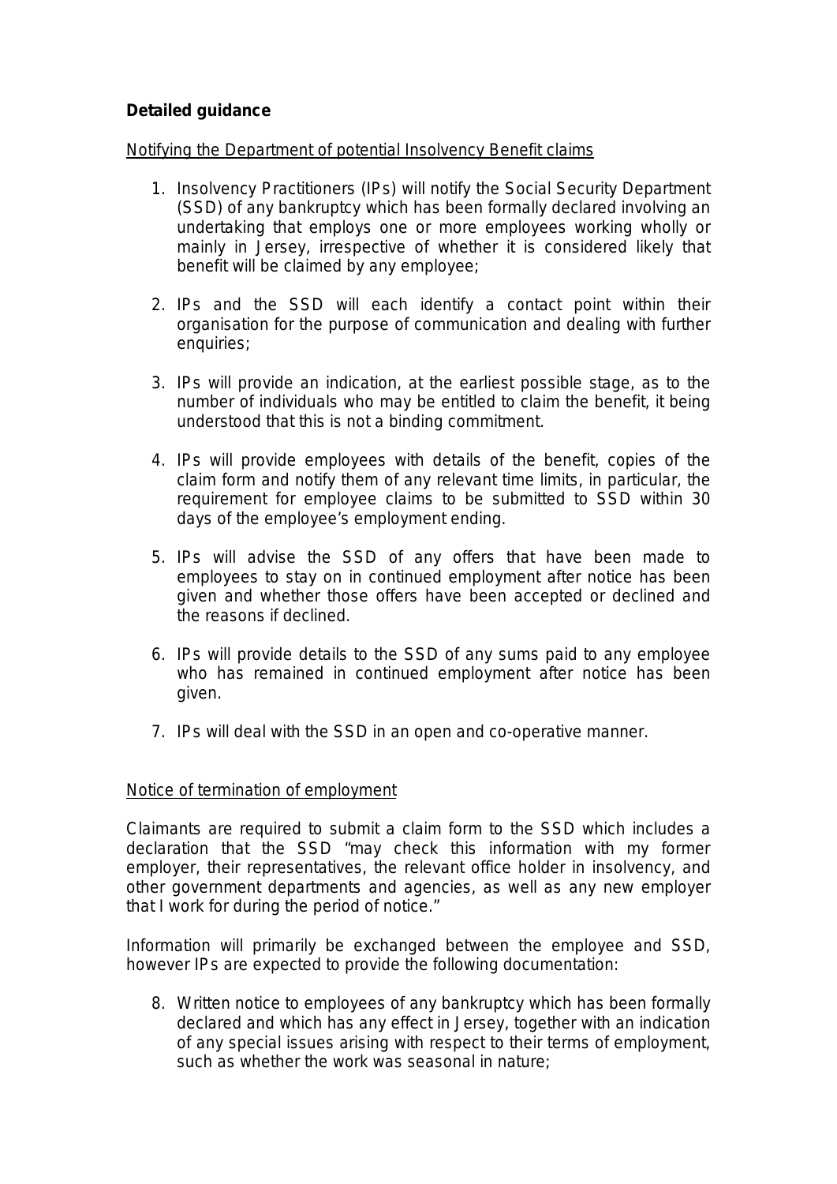**Detailed guidance**

Notifying the Department of potential Insolvency Benefit claims

1. Insolvency Practitioners (IPs) will notify the Social Security Department (SSD) of any bankruptcy which has been formally declared involving an undertaking that employs one or more employees working wholly or mainly in Jersey, irrespective of whether it is considered likely that benefit will be claimed by any employee;

2. IPs and the SSD will each identify a contact point within their organisation for the purpose of communication and dealing with further enquiries;

3. IPs will provide an indication, at the earliest possible stage, as to the number of individuals who may be entitled to claim the benefit, it being understood that this is not a binding commitment.

4. IPs will provide employees with details of the benefit, copies of the claim form and notify them of any relevant time limits, in particular, the requirement for employee claims to be submitted to SSD within 30 days of the employee's employment ending.

5. IPs will advise the SSD of any offers that have been made to employees to stay on in continued employment after notice has been given and whether those offers have been accepted or declined and the reasons if declined.

6. IPs will provide details to the SSD of any sums paid to any employee who has remained in continued employment after notice has been given.

7. IPs will deal with the SSD in an open and co-operative manner.

Notice of termination of employment

Claimants are required to submit a claim form to the SSD which includes a declaration that the SSD "may check this information with my former employer, their representatives, the relevant office holder in insolvency, and other government departments and agencies, as well as any new employer that I work for during the period of notice."

Information will primarily be exchanged between the employee and SSD, however IPs are expected to provide the following documentation:

8. Written notice to employees of any bankruptcy which has been formally declared and which has any effect in Jersey, together with an indication of any special issues arising with respect to their terms of employment, such as whether the work was seasonal in nature;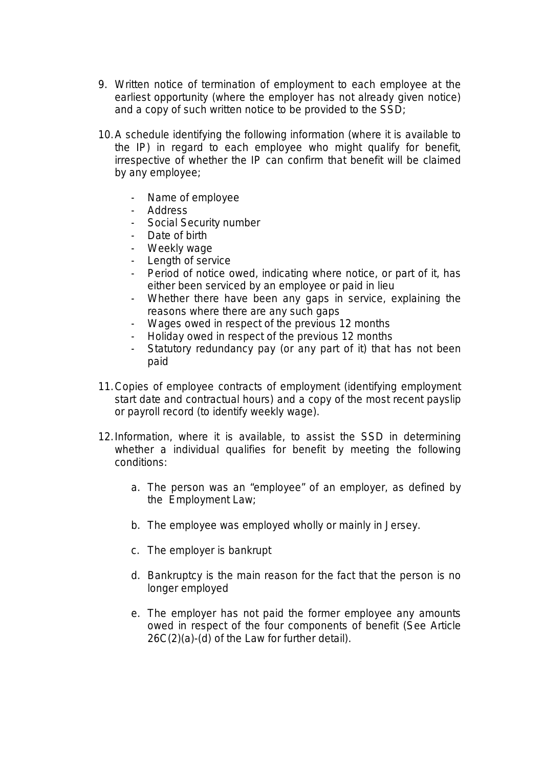9. Written notice of termination of employment to each employee at the earliest opportunity (where the employer has not already given notice) and a copy of such written notice to be provided to the SSD;

10. A schedule identifying the following information (where it is available to the IP) in regard to each employee who might qualify for benefit, irrespective of whether the IP can confirm that benefit will be claimed by any employee;

    - Name of employee
    - Address
    - Social Security number
    - Date of birth
    - Weekly wage
    - Length of service
    - Period of notice owed, indicating where notice, or part of it, has either been serviced by an employee or paid in lieu
    - Whether there have been any gaps in service, explaining the reasons where there are any such gaps
    - Wages owed in respect of the previous 12 months
    - Holiday owed in respect of the previous 12 months
    - Statutory redundancy pay (or any part of it) that has not been paid

11. Copies of employee contracts of employment (identifying employment start date and contractual hours) and a copy of the most recent payslip or payroll record (to identify weekly wage).

12. Information, where it is available, to assist the SSD in determining whether a individual qualifies for benefit by meeting the following conditions:

    a. The person was an "employee" of an employer, as defined by the Employment Law;

    b. The employee was employed wholly or mainly in Jersey.

    c. The employer is bankrupt

    d. Bankruptcy is the main reason for the fact that the person is no longer employed

    e. The employer has not paid the former employee any amounts owed in respect of the four components of benefit (See Article 26C(2)(a)-(d) of the Law for further detail).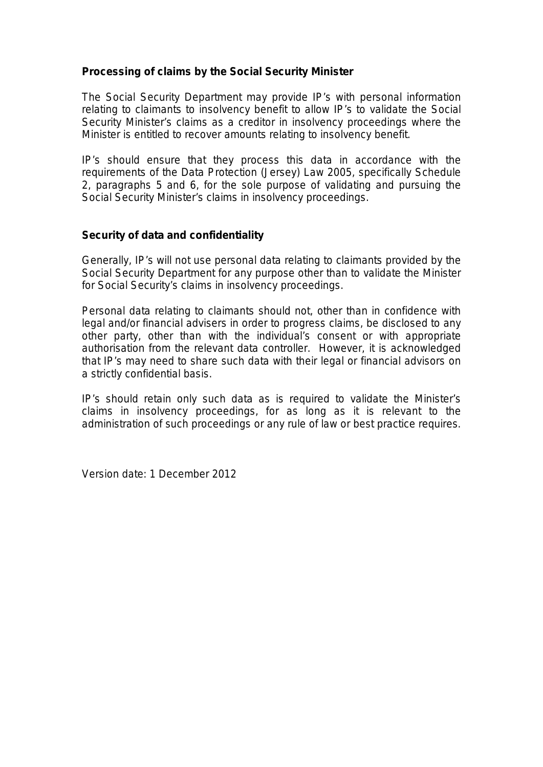**Processing of claims by the Social Security Minister**

The Social Security Department may provide IP's with personal information relating to claimants to insolvency benefit to allow IP's to validate the Social Security Minister's claims as a creditor in insolvency proceedings where the Minister is entitled to recover amounts relating to insolvency benefit.

IP's should ensure that they process this data in accordance with the requirements of the Data Protection (Jersey) Law 2005, specifically Schedule 2, paragraphs 5 and 6, for the sole purpose of validating and pursuing the Social Security Minister's claims in insolvency proceedings.

**Security of data and confidentiality**

Generally, IP's will not use personal data relating to claimants provided by the Social Security Department for any purpose other than to validate the Minister for Social Security's claims in insolvency proceedings.

Personal data relating to claimants should not, other than in confidence with legal and/or financial advisers in order to progress claims, be disclosed to any other party, other than with the individual's consent or with appropriate authorisation from the relevant data controller. However, it is acknowledged that IP's may need to share such data with their legal or financial advisors on a strictly confidential basis.

IP's should retain only such data as is required to validate the Minister's claims in insolvency proceedings, for as long as it is relevant to the administration of such proceedings or any rule of law or best practice requires.

Version date: 1 December 2012